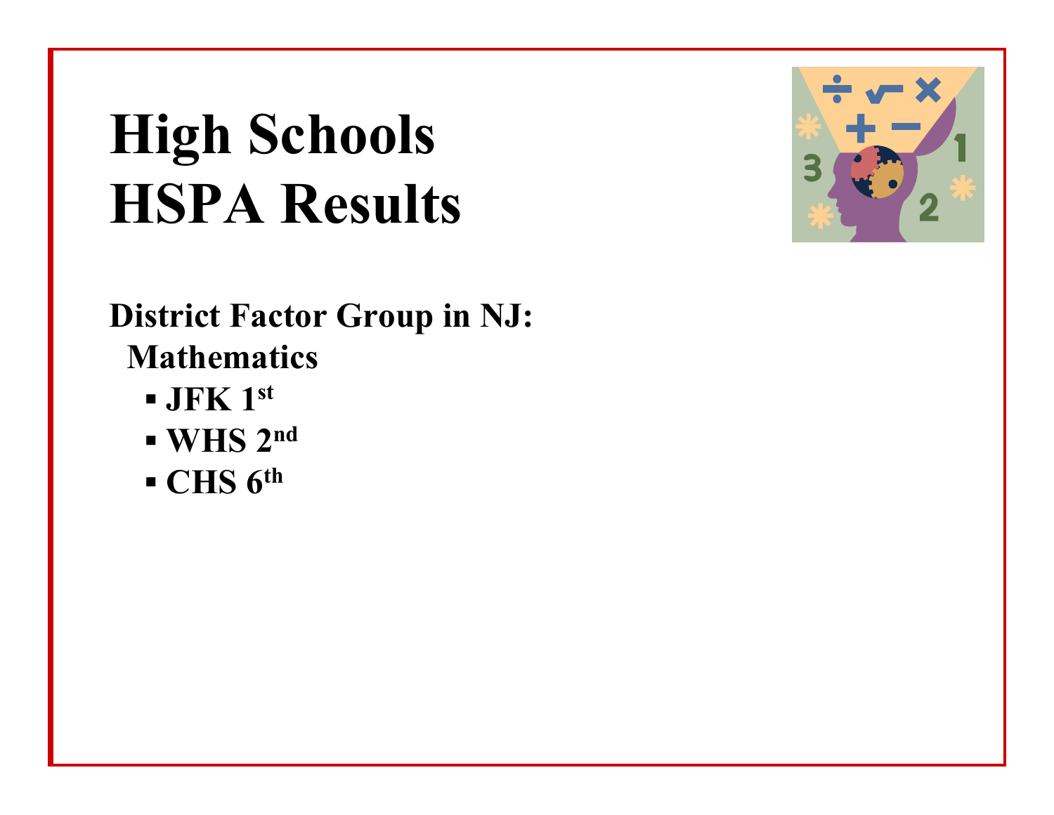# High Schools HSPA Results

**District Factor Group in NJ:**

**Mathematics**

- **JFK 1st**
- **WHS 2nd**
- **CHS 6th**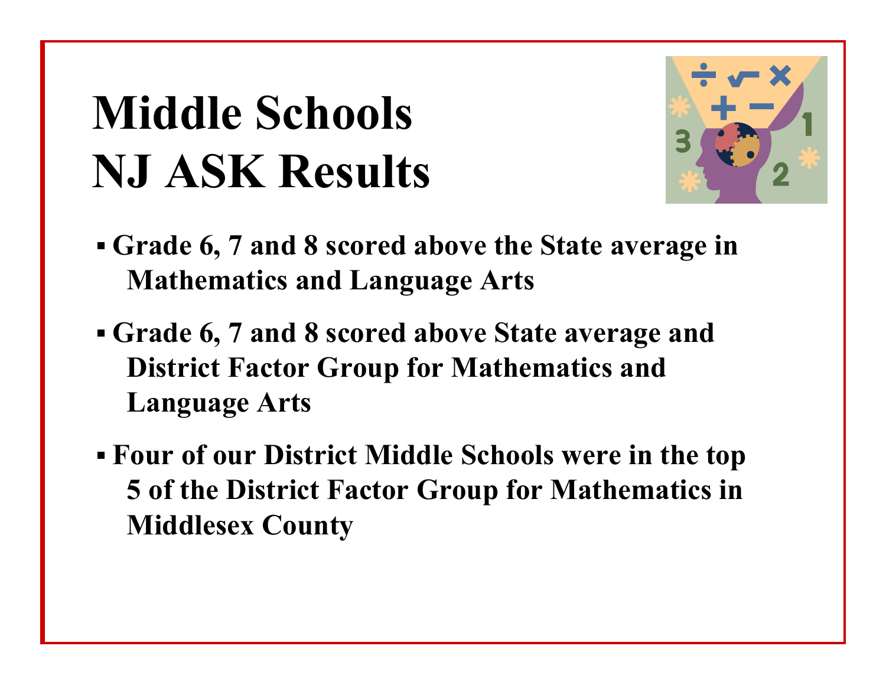# Middle Schools NJ ASK Results

- **Grade 6, 7 and 8 scored above the State average in Mathematics and Language Arts**
- **Grade 6, 7 and 8 scored above State average and District Factor Group for Mathematics and Language Arts**
- **Four of our District Middle Schools were in the top 5 of the District Factor Group for Mathematics in Middlesex County**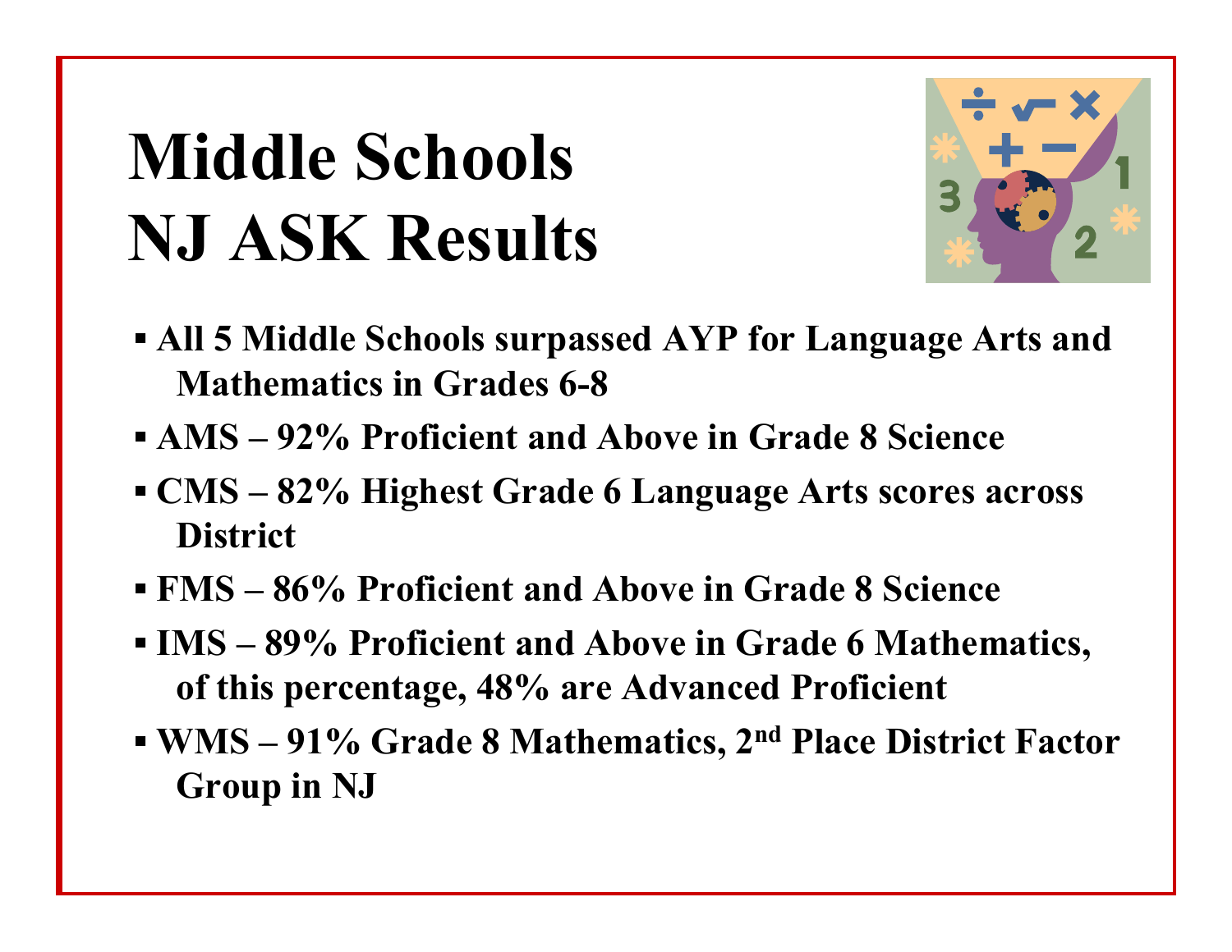# Middle Schools NJ ASK Results

- **All 5 Middle Schools surpassed AYP for Language Arts and Mathematics in Grades 6-8**
- **AMS – 92% Proficient and Above in Grade 8 Science**
- **CMS – 82% Highest Grade 6 Language Arts scores across District**
- **FMS – 86% Proficient and Above in Grade 8 Science**
- **IMS – 89% Proficient and Above in Grade 6 Mathematics, of this percentage, 48% are Advanced Proficient**
- **WMS – 91% Grade 8 Mathematics, 2nd Place District Factor Group in NJ**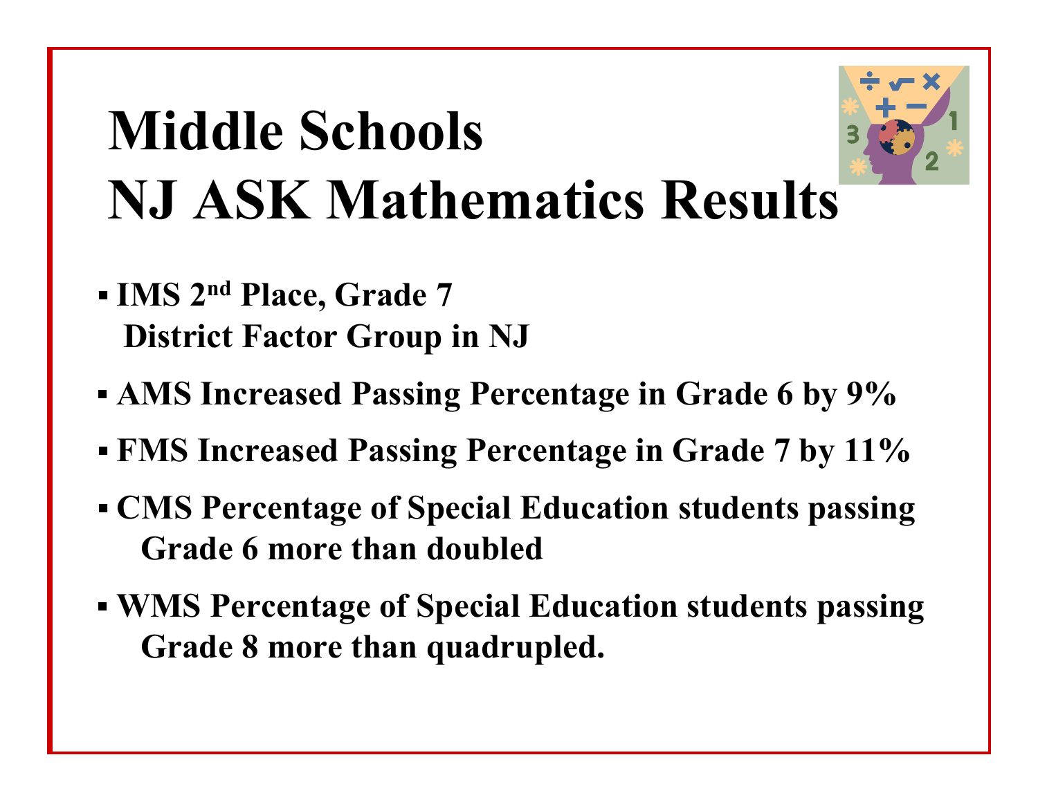# Middle Schools
# NJ ASK Mathematics Results

- **IMS 2nd Place, Grade 7 District Factor Group in NJ**
- **AMS Increased Passing Percentage in Grade 6 by 9%**
- **FMS Increased Passing Percentage in Grade 7 by 11%**
- **CMS Percentage of Special Education students passing Grade 6 more than doubled**
- **WMS Percentage of Special Education students passing Grade 8 more than quadrupled.**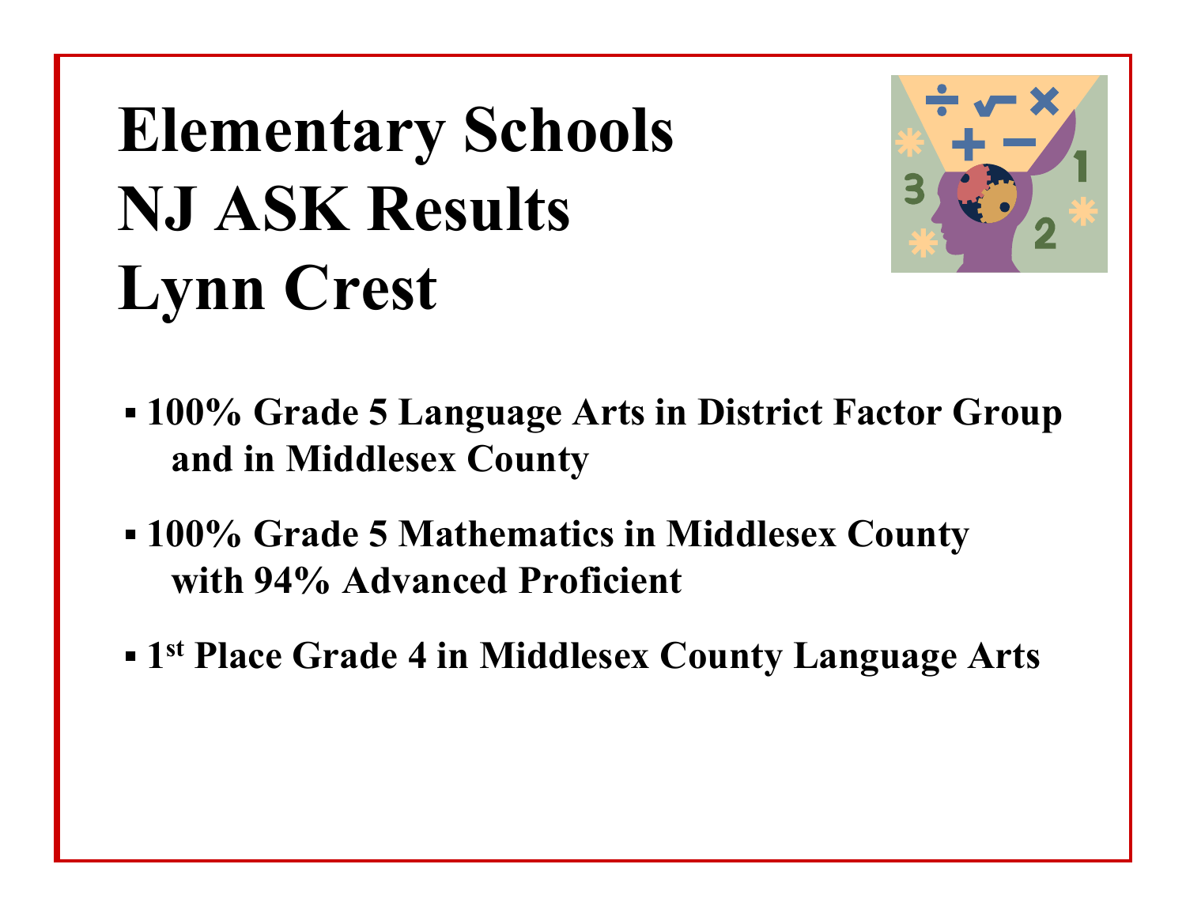# Elementary Schools
# NJ ASK Results
# Lynn Crest

- **100% Grade 5 Language Arts in District Factor Group and in Middlesex County**
- **100% Grade 5 Mathematics in Middlesex County with 94% Advanced Proficient**
- **1st Place Grade 4 in Middlesex County Language Arts**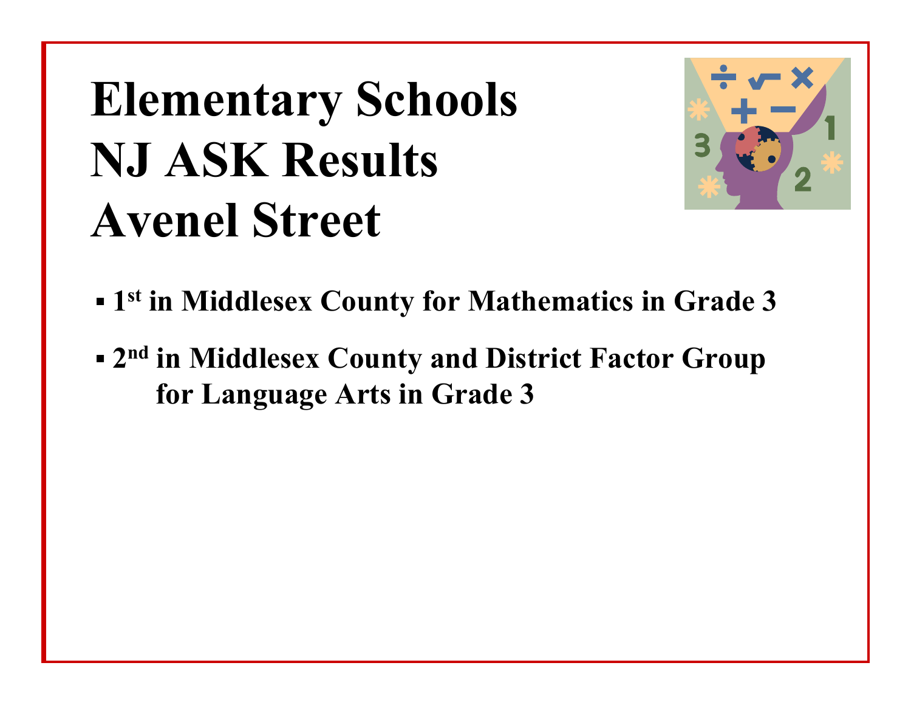# Elementary Schools
# NJ ASK Results
# Avenel Street

- **1st in Middlesex County for Mathematics in Grade 3**
- **2nd in Middlesex County and District Factor Group for Language Arts in Grade 3**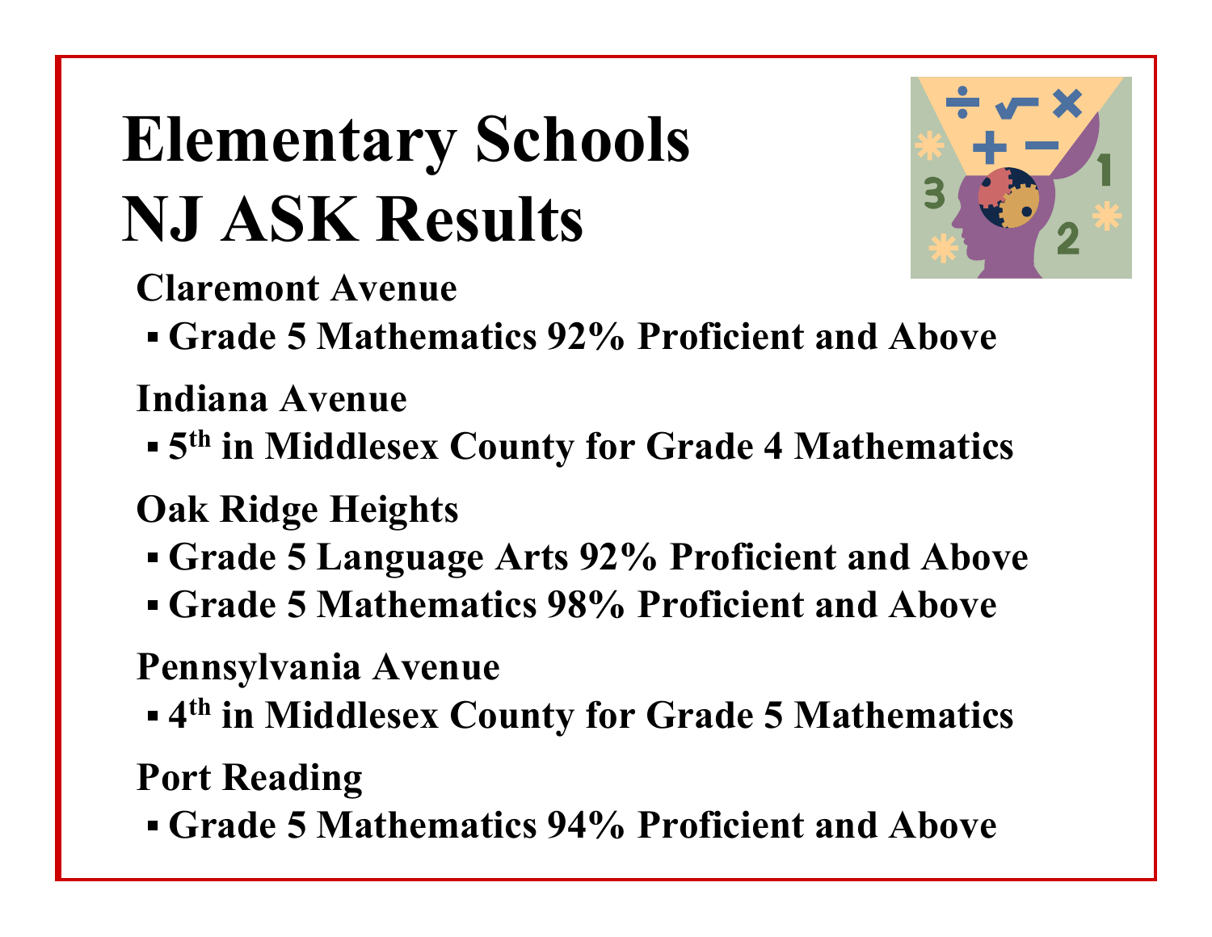# Elementary Schools NJ ASK Results

**Claremont Avenue**

- **Grade 5 Mathematics 92% Proficient and Above**

**Indiana Avenue**

- **5th in Middlesex County for Grade 4 Mathematics**

**Oak Ridge Heights**

- **Grade 5 Language Arts 92% Proficient and Above**
- **Grade 5 Mathematics 98% Proficient and Above**

**Pennsylvania Avenue**

- **4th in Middlesex County for Grade 5 Mathematics**

**Port Reading**

- **Grade 5 Mathematics 94% Proficient and Above**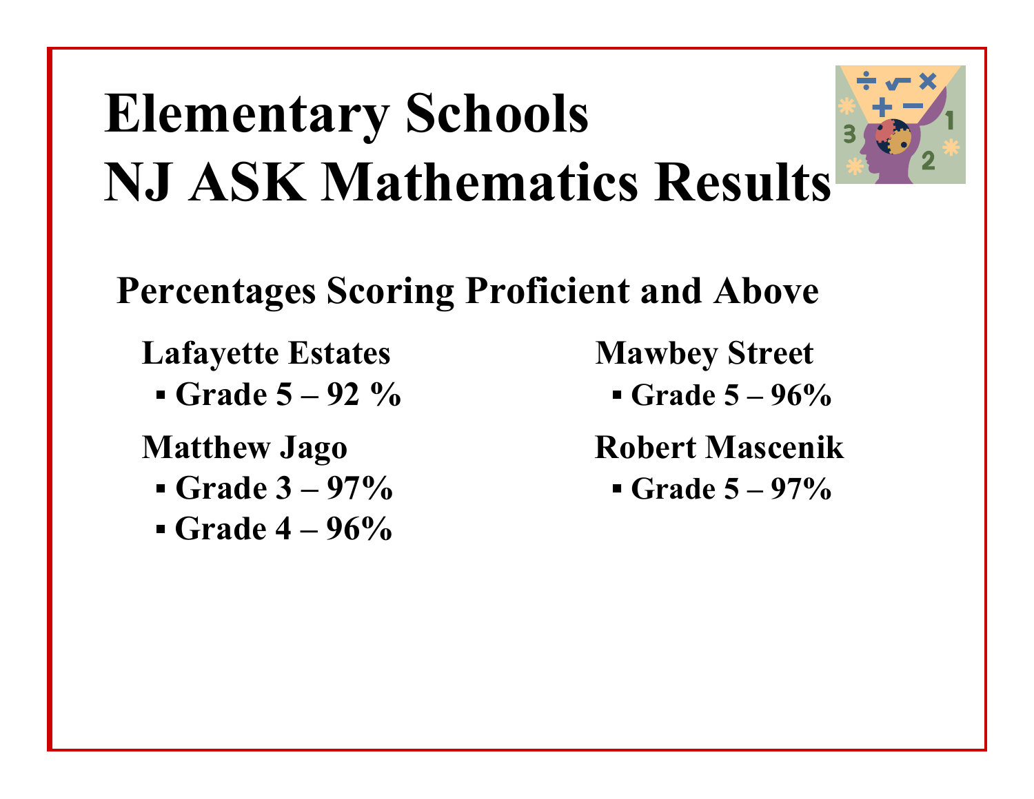# Elementary Schools
# NJ ASK Mathematics Results

## Percentages Scoring Proficient and Above

**Lafayette Estates**

- Grade 5 – 92 %

**Matthew Jago**

- Grade 3 – 97%
- Grade 4 – 96%

**Mawbey Street**

- Grade 5 – 96%

**Robert Mascenik**

- Grade 5 – 97%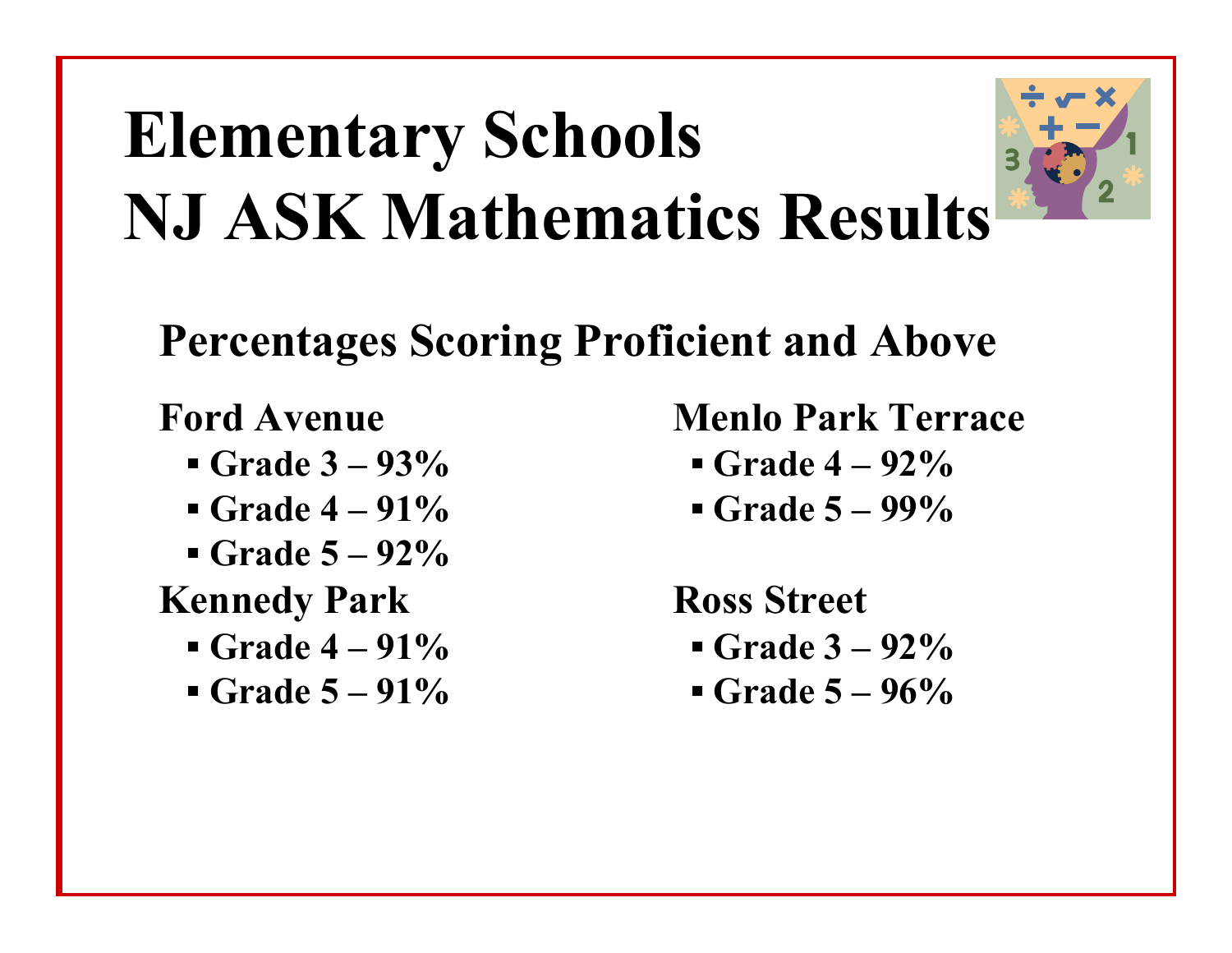# Elementary Schools NJ ASK Mathematics Results

## Percentages Scoring Proficient and Above

**Ford Avenue**
- Grade 3 – 93%
- Grade 4 – 91%
- Grade 5 – 92%

**Kennedy Park**
- Grade 4 – 91%
- Grade 5 – 91%

**Menlo Park Terrace**
- Grade 4 – 92%
- Grade 5 – 99%

**Ross Street**
- Grade 3 – 92%
- Grade 5 – 96%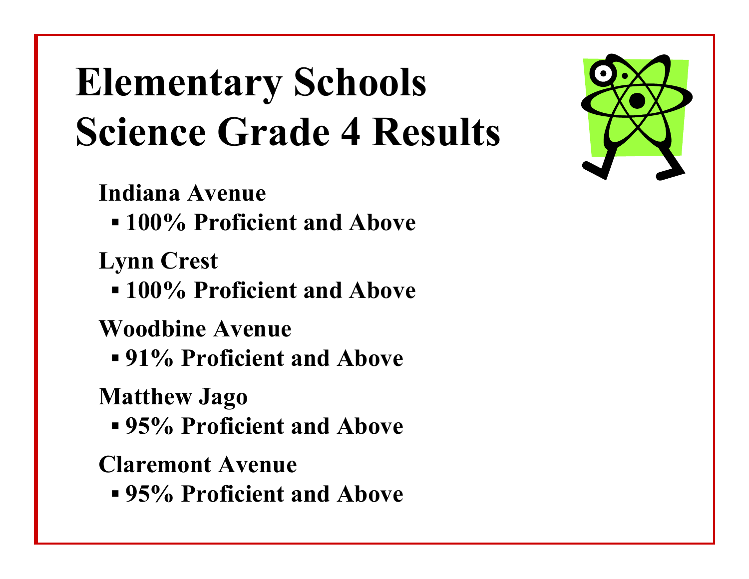# Elementary Schools Science Grade 4 Results

**Indiana Avenue**
- **100% Proficient and Above**

**Lynn Crest**
- **100% Proficient and Above**

**Woodbine Avenue**
- **91% Proficient and Above**

**Matthew Jago**
- **95% Proficient and Above**

**Claremont Avenue**
- **95% Proficient and Above**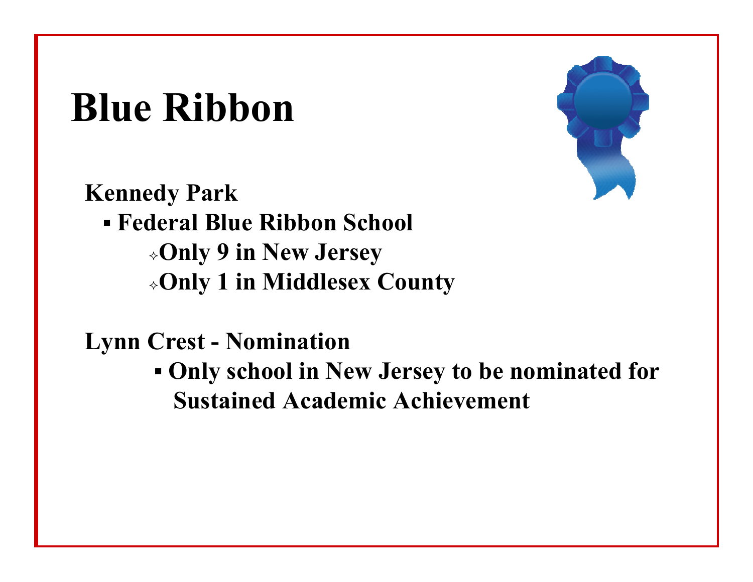# Blue Ribbon

**Kennedy Park**

- **Federal Blue Ribbon School**
  - **Only 9 in New Jersey**
  - **Only 1 in Middlesex County**

**Lynn Crest - Nomination**

- **Only school in New Jersey to be nominated for Sustained Academic Achievement**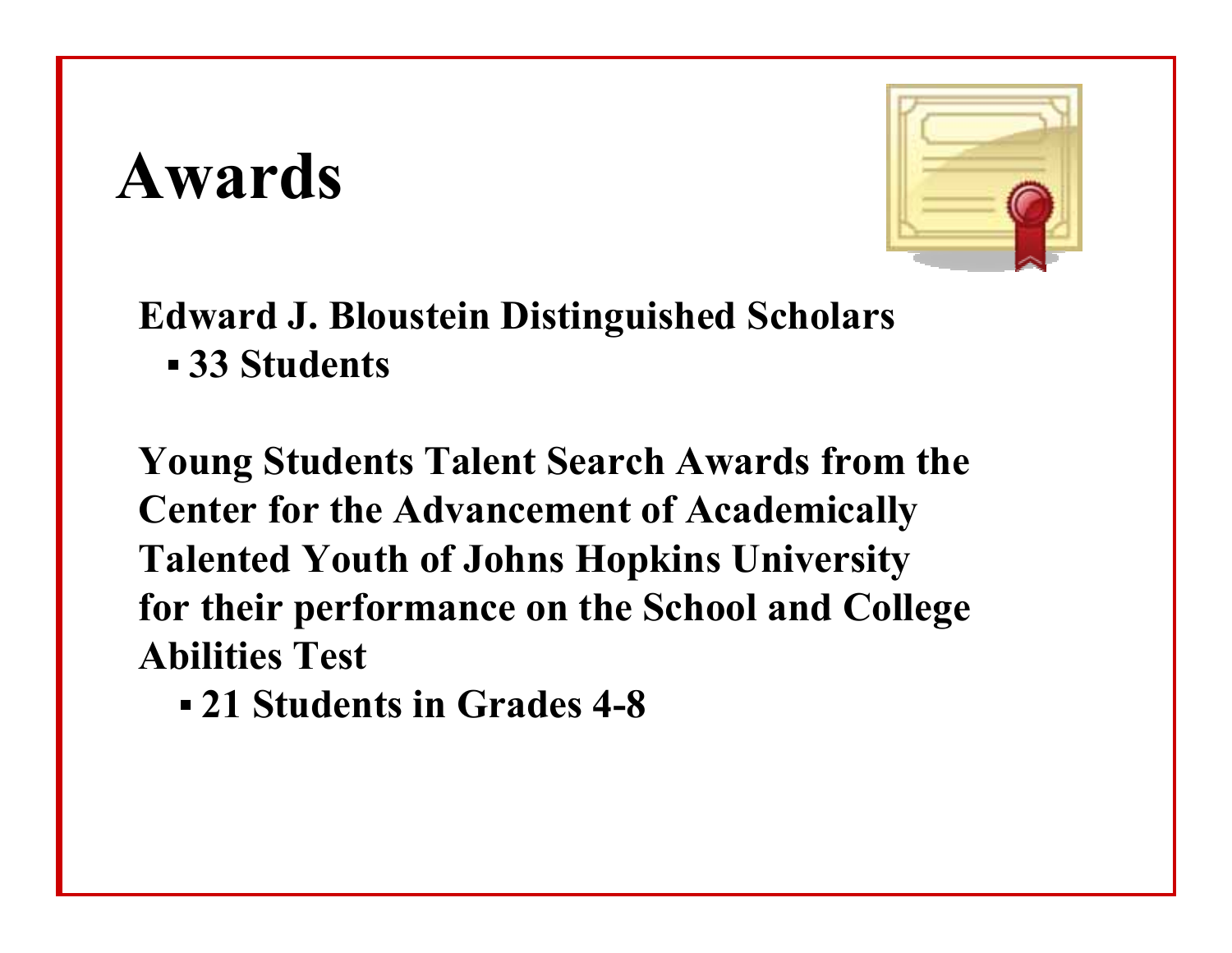# Awards

**Edward J. Bloustein Distinguished Scholars**

- **33 Students**

**Young Students Talent Search Awards from the Center for the Advancement of Academically Talented Youth of Johns Hopkins University for their performance on the School and College Abilities Test**

- **21 Students in Grades 4-8**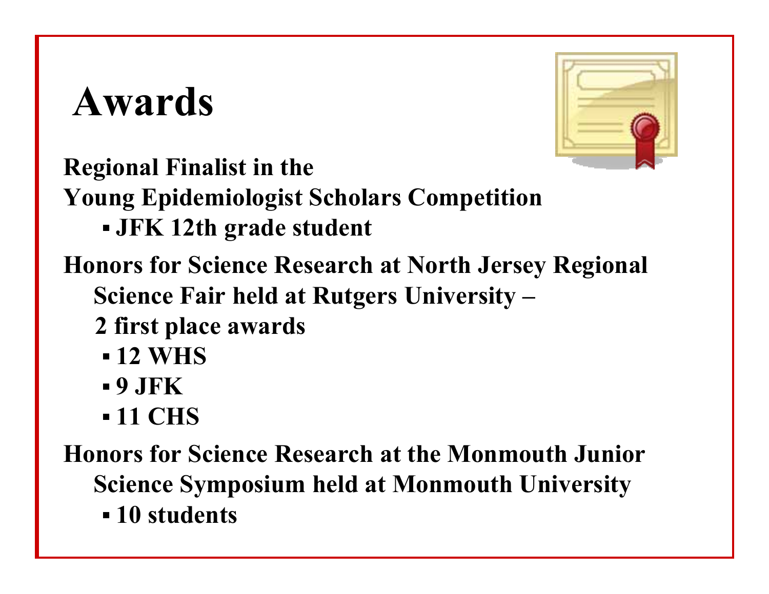# Awards

**Regional Finalist in the Young Epidemiologist Scholars Competition**

- **JFK 12th grade student**

**Honors for Science Research at North Jersey Regional Science Fair held at Rutgers University – 2 first place awards**

- **12 WHS**
- **9 JFK**
- **11 CHS**

**Honors for Science Research at the Monmouth Junior Science Symposium held at Monmouth University**

- **10 students**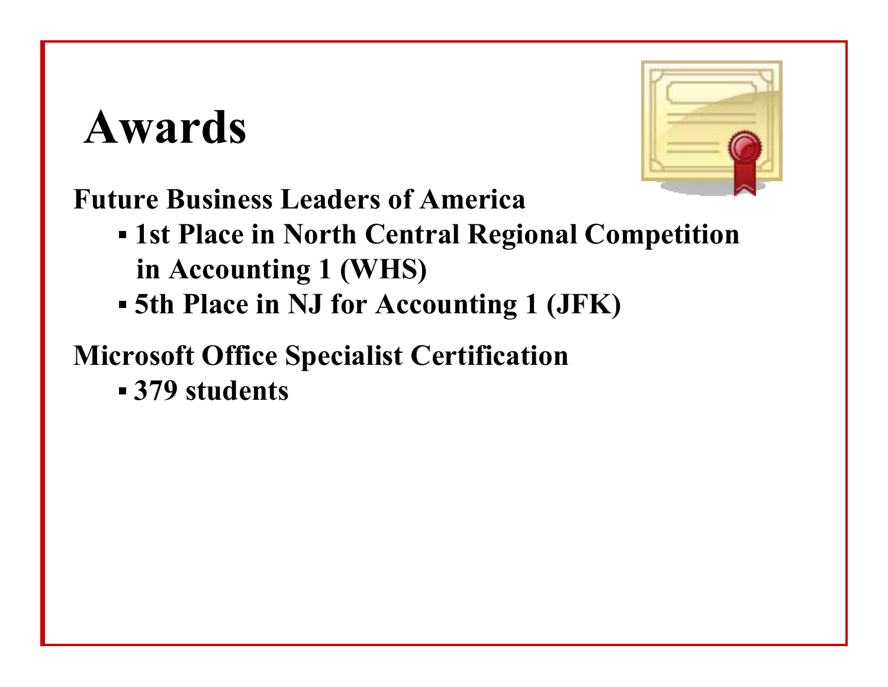# Awards

**Future Business Leaders of America**

- **1st Place in North Central Regional Competition in Accounting 1 (WHS)**
- **5th Place in NJ for Accounting 1 (JFK)**

**Microsoft Office Specialist Certification**

- **379 students**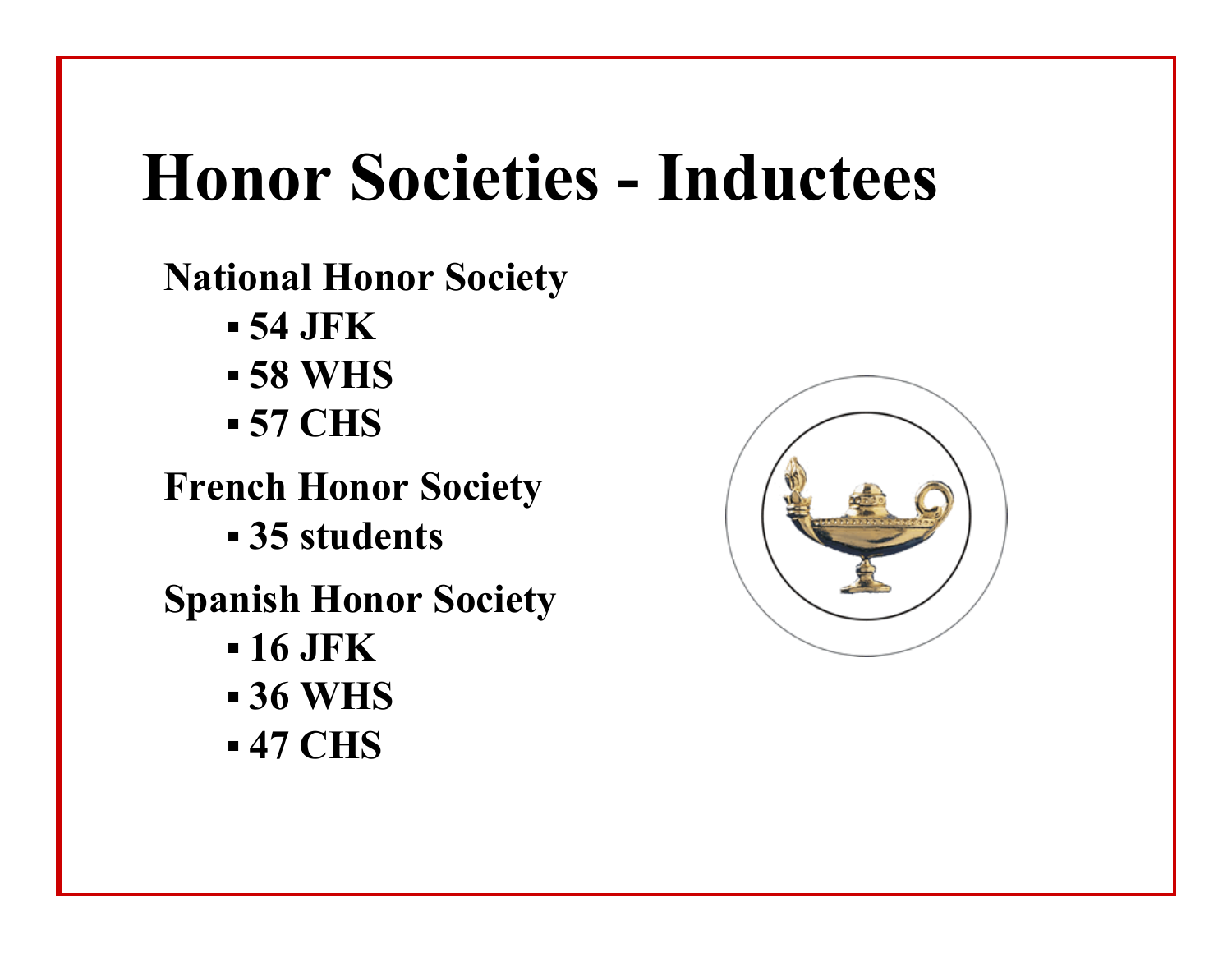# Honor Societies - Inductees

**National Honor Society**

- **54 JFK**
- **58 WHS**
- **57 CHS**

**French Honor Society**

- **35 students**

**Spanish Honor Society**

- **16 JFK**
- **36 WHS**
- **47 CHS**